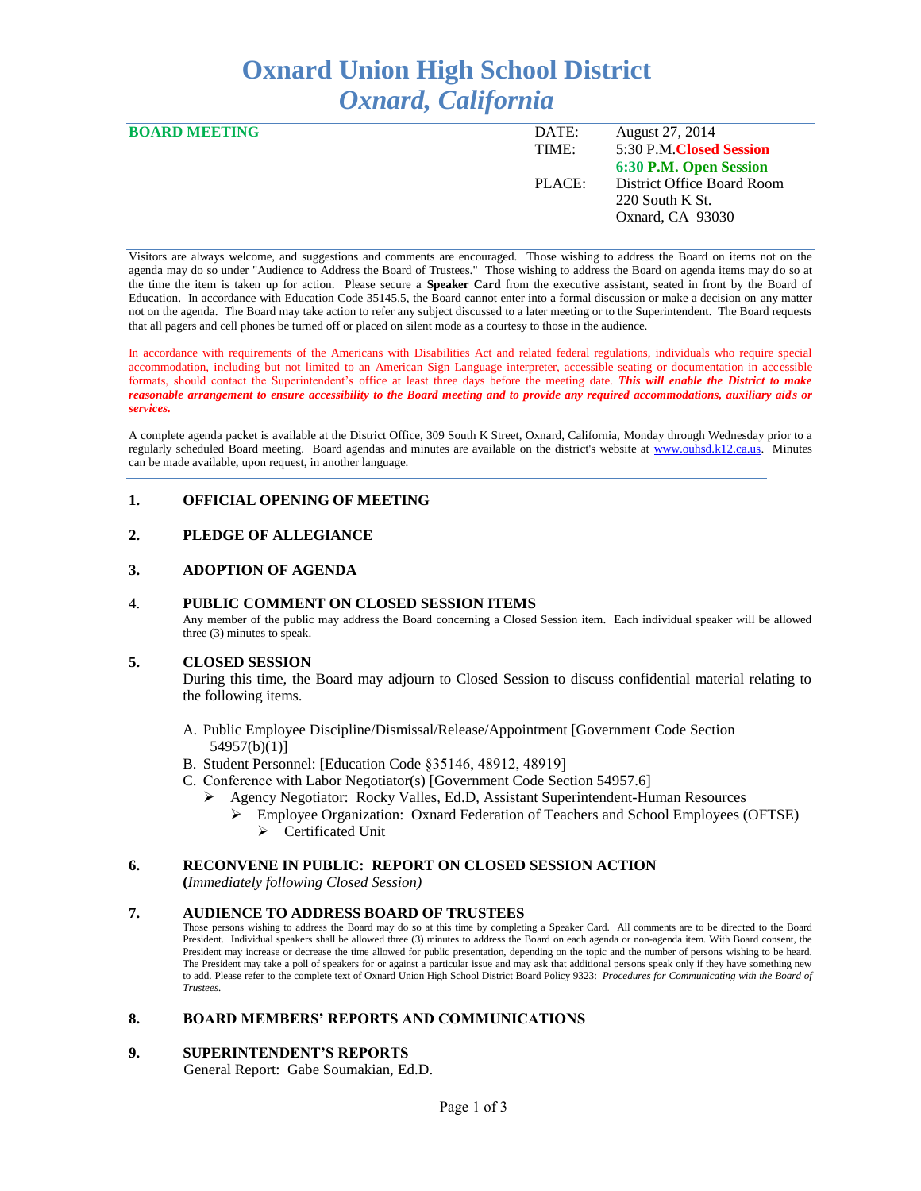# Oxnard Union High School District
## *Oxnard, California*

**BOARD MEETING**

| | |
|---|---|
| DATE: | August 27, 2014 |
| TIME: | 5:30 P.M. **Closed Session** |
| | **6:30 P.M. Open Session** |
| PLACE: | District Office Board Room |
| | 220 South K St. |
| | Oxnard, CA 93030 |

Visitors are always welcome, and suggestions and comments are encouraged. Those wishing to address the Board on items not on the agenda may do so under "Audience to Address the Board of Trustees." Those wishing to address the Board on agenda items may do so at the time the item is taken up for action. Please secure a **Speaker Card** from the executive assistant, seated in front by the Board of Education. In accordance with Education Code 35145.5, the Board cannot enter into a formal discussion or make a decision on any matter not on the agenda. The Board may take action to refer any subject discussed to a later meeting or to the Superintendent. The Board requests that all pagers and cell phones be turned off or placed on silent mode as a courtesy to those in the audience.

In accordance with requirements of the Americans with Disabilities Act and related federal regulations, individuals who require special accommodation, including but not limited to an American Sign Language interpreter, accessible seating or documentation in accessible formats, should contact the Superintendent's office at least three days before the meeting date. ***This will enable the District to make reasonable arrangement to ensure accessibility to the Board meeting and to provide any required accommodations, auxiliary aids or services.***

A complete agenda packet is available at the District Office, 309 South K Street, Oxnard, California, Monday through Wednesday prior to a regularly scheduled Board meeting. Board agendas and minutes are available on the district's website at www.ouhsd.k12.ca.us. Minutes can be made available, upon request, in another language.

**1. OFFICIAL OPENING OF MEETING**

**2. PLEDGE OF ALLEGIANCE**

**3. ADOPTION OF AGENDA**

**4. PUBLIC COMMENT ON CLOSED SESSION ITEMS**

Any member of the public may address the Board concerning a Closed Session item. Each individual speaker will be allowed three (3) minutes to speak.

**5. CLOSED SESSION**

During this time, the Board may adjourn to Closed Session to discuss confidential material relating to the following items.

A. Public Employee Discipline/Dismissal/Release/Appointment [Government Code Section 54957(b)(1)]

B. Student Personnel: [Education Code §35146, 48912, 48919]

C. Conference with Labor Negotiator(s) [Government Code Section 54957.6]
- Agency Negotiator: Rocky Valles, Ed.D, Assistant Superintendent-Human Resources
  - Employee Organization: Oxnard Federation of Teachers and School Employees (OFTSE)
    - Certificated Unit

**6. RECONVENE IN PUBLIC: REPORT ON CLOSED SESSION ACTION**

**(***Immediately following Closed Session)*

**7. AUDIENCE TO ADDRESS BOARD OF TRUSTEES**

Those persons wishing to address the Board may do so at this time by completing a Speaker Card. All comments are to be directed to the Board President. Individual speakers shall be allowed three (3) minutes to address the Board on each agenda or non-agenda item. With Board consent, the President may increase or decrease the time allowed for public presentation, depending on the topic and the number of persons wishing to be heard. The President may take a poll of speakers for or against a particular issue and may ask that additional persons speak only if they have something new to add. Please refer to the complete text of Oxnard Union High School District Board Policy 9323: *Procedures for Communicating with the Board of Trustees.*

**8. BOARD MEMBERS' REPORTS AND COMMUNICATIONS**

**9. SUPERINTENDENT'S REPORTS**

General Report: Gabe Soumakian, Ed.D.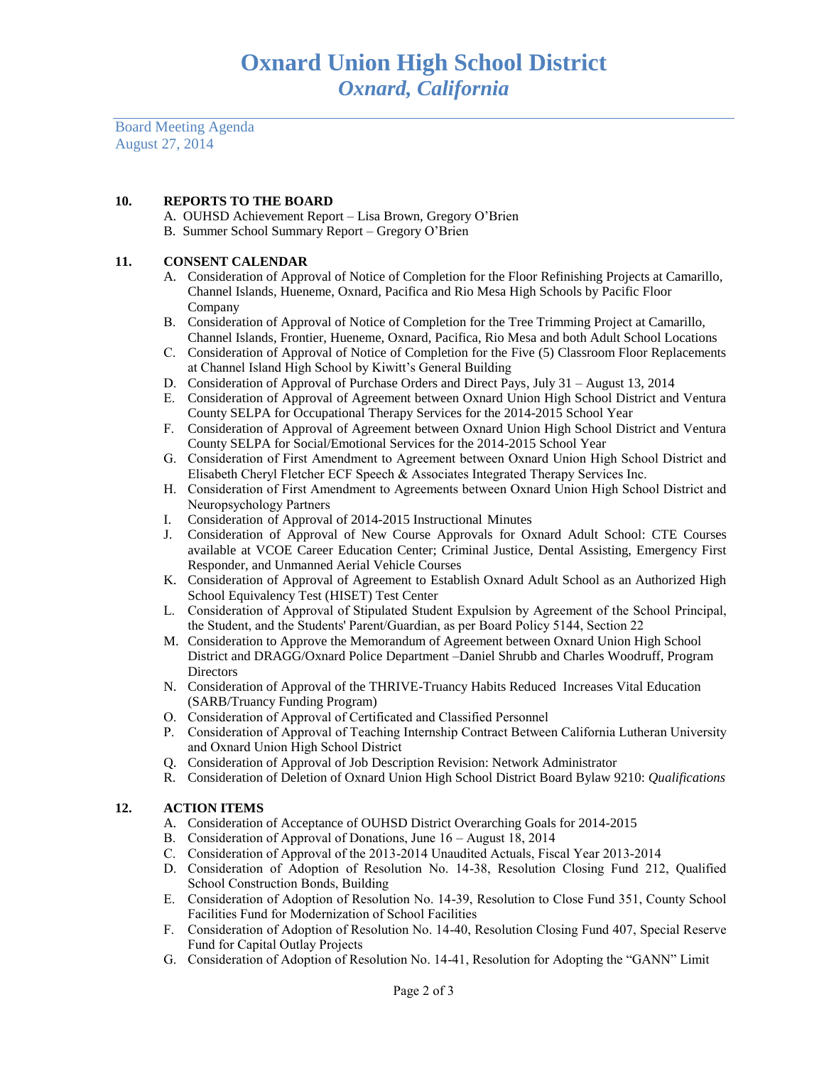# Oxnard Union High School District
## *Oxnard, California*

Board Meeting Agenda
August 27, 2014

**10. REPORTS TO THE BOARD**

A. OUHSD Achievement Report – Lisa Brown, Gregory O'Brien
B. Summer School Summary Report – Gregory O'Brien

**11. CONSENT CALENDAR**

A. Consideration of Approval of Notice of Completion for the Floor Refinishing Projects at Camarillo, Channel Islands, Hueneme, Oxnard, Pacifica and Rio Mesa High Schools by Pacific Floor Company
B. Consideration of Approval of Notice of Completion for the Tree Trimming Project at Camarillo, Channel Islands, Frontier, Hueneme, Oxnard, Pacifica, Rio Mesa and both Adult School Locations
C. Consideration of Approval of Notice of Completion for the Five (5) Classroom Floor Replacements at Channel Island High School by Kiwitt's General Building
D. Consideration of Approval of Purchase Orders and Direct Pays, July 31 – August 13, 2014
E. Consideration of Approval of Agreement between Oxnard Union High School District and Ventura County SELPA for Occupational Therapy Services for the 2014-2015 School Year
F. Consideration of Approval of Agreement between Oxnard Union High School District and Ventura County SELPA for Social/Emotional Services for the 2014-2015 School Year
G. Consideration of First Amendment to Agreement between Oxnard Union High School District and Elisabeth Cheryl Fletcher ECF Speech & Associates Integrated Therapy Services Inc.
H. Consideration of First Amendment to Agreements between Oxnard Union High School District and Neuropsychology Partners
I. Consideration of Approval of 2014-2015 Instructional Minutes
J. Consideration of Approval of New Course Approvals for Oxnard Adult School: CTE Courses available at VCOE Career Education Center; Criminal Justice, Dental Assisting, Emergency First Responder, and Unmanned Aerial Vehicle Courses
K. Consideration of Approval of Agreement to Establish Oxnard Adult School as an Authorized High School Equivalency Test (HISET) Test Center
L. Consideration of Approval of Stipulated Student Expulsion by Agreement of the School Principal, the Student, and the Students' Parent/Guardian, as per Board Policy 5144, Section 22
M. Consideration to Approve the Memorandum of Agreement between Oxnard Union High School District and DRAGG/Oxnard Police Department –Daniel Shrubb and Charles Woodruff, Program Directors
N. Consideration of Approval of the THRIVE-Truancy Habits Reduced Increases Vital Education (SARB/Truancy Funding Program)
O. Consideration of Approval of Certificated and Classified Personnel
P. Consideration of Approval of Teaching Internship Contract Between California Lutheran University and Oxnard Union High School District
Q. Consideration of Approval of Job Description Revision: Network Administrator
R. Consideration of Deletion of Oxnard Union High School District Board Bylaw 9210: *Qualifications*

**12. ACTION ITEMS**

A. Consideration of Acceptance of OUHSD District Overarching Goals for 2014-2015
B. Consideration of Approval of Donations, June 16 – August 18, 2014
C. Consideration of Approval of the 2013-2014 Unaudited Actuals, Fiscal Year 2013-2014
D. Consideration of Adoption of Resolution No. 14-38, Resolution Closing Fund 212, Qualified School Construction Bonds, Building
E. Consideration of Adoption of Resolution No. 14-39, Resolution to Close Fund 351, County School Facilities Fund for Modernization of School Facilities
F. Consideration of Adoption of Resolution No. 14-40, Resolution Closing Fund 407, Special Reserve Fund for Capital Outlay Projects
G. Consideration of Adoption of Resolution No. 14-41, Resolution for Adopting the "GANN" Limit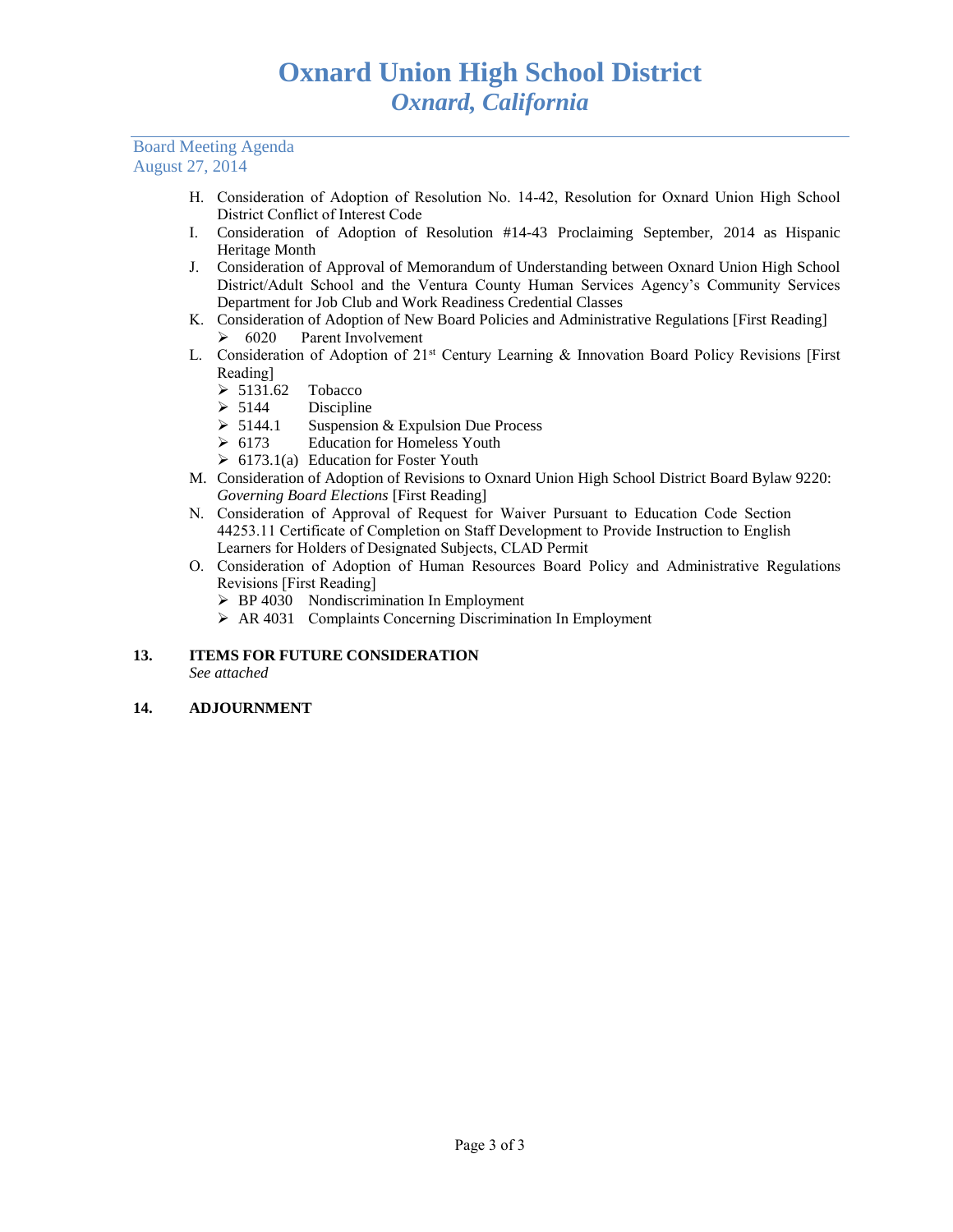H. Consideration of Adoption of Resolution No. 14-42, Resolution for Oxnard Union High School District Conflict of Interest Code

I. Consideration of Adoption of Resolution #14-43 Proclaiming September, 2014 as Hispanic Heritage Month

J. Consideration of Approval of Memorandum of Understanding between Oxnard Union High School District/Adult School and the Ventura County Human Services Agency's Community Services Department for Job Club and Work Readiness Credential Classes

K. Consideration of Adoption of New Board Policies and Administrative Regulations [First Reading]
   - 6020 Parent Involvement

L. Consideration of Adoption of 21st Century Learning & Innovation Board Policy Revisions [First Reading]
   - 5131.62 Tobacco
   - 5144 Discipline
   - 5144.1 Suspension & Expulsion Due Process
   - 6173 Education for Homeless Youth
   - 6173.1(a) Education for Foster Youth

M. Consideration of Adoption of Revisions to Oxnard Union High School District Board Bylaw 9220: *Governing Board Elections* [First Reading]

N. Consideration of Approval of Request for Waiver Pursuant to Education Code Section 44253.11 Certificate of Completion on Staff Development to Provide Instruction to English Learners for Holders of Designated Subjects, CLAD Permit

O. Consideration of Adoption of Human Resources Board Policy and Administrative Regulations Revisions [First Reading]
   - BP 4030 Nondiscrimination In Employment
   - AR 4031 Complaints Concerning Discrimination In Employment

**13. ITEMS FOR FUTURE CONSIDERATION**

*See attached*

**14. ADJOURNMENT**